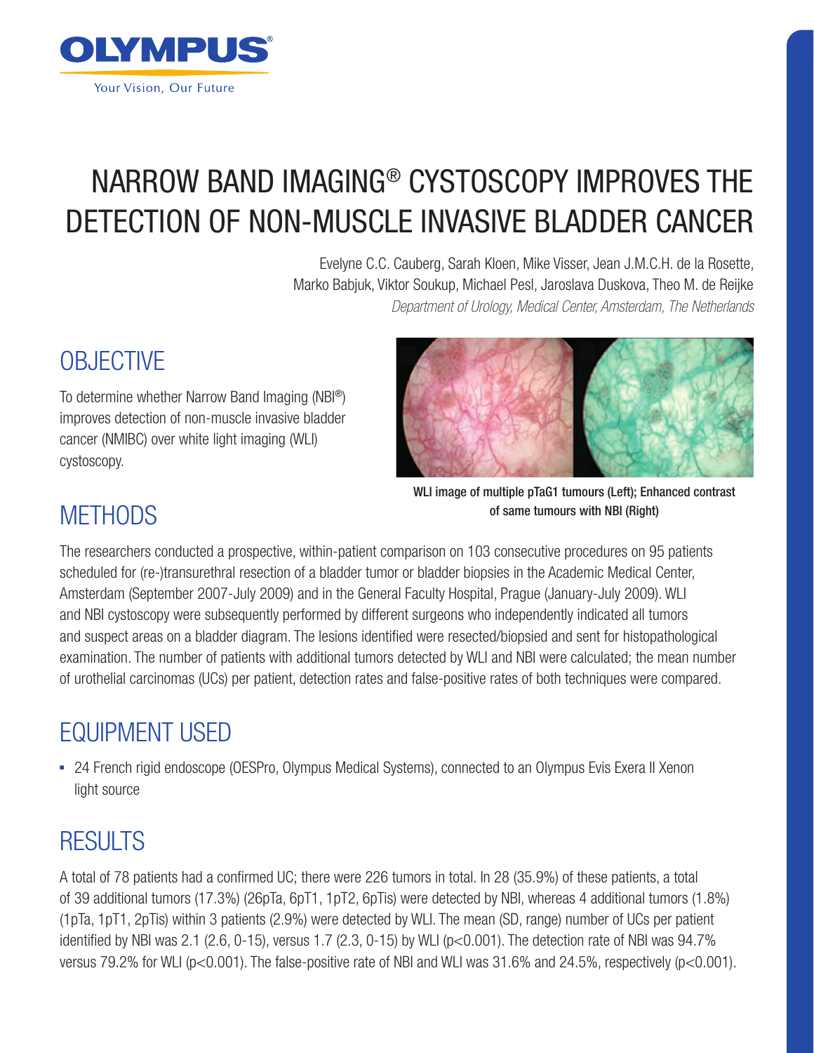OLYMPUS®

Your Vision, Our Future

# NARROW BAND IMAGING® CYSTOSCOPY IMPROVES THE DETECTION OF NON-MUSCLE INVASIVE BLADDER CANCER

Evelyne C.C. Cauberg, Sarah Kloen, Mike Visser, Jean J.M.C.H. de la Rosette, Marko Babjuk, Viktor Soukup, Michael Pesl, Jaroslava Duskova, Theo M. de Reijke

*Department of Urology, Medical Center, Amsterdam, The Netherlands*

## OBJECTIVE

To determine whether Narrow Band Imaging (NBI®) improves detection of non-muscle invasive bladder cancer (NMIBC) over white light imaging (WLI) cystoscopy.

WLI image of multiple pTaG1 tumours (Left); Enhanced contrast of same tumours with NBI (Right)

## METHODS

The researchers conducted a prospective, within-patient comparison on 103 consecutive procedures on 95 patients scheduled for (re-)transurethral resection of a bladder tumor or bladder biopsies in the Academic Medical Center, Amsterdam (September 2007-July 2009) and in the General Faculty Hospital, Prague (January-July 2009). WLI and NBI cystoscopy were subsequently performed by different surgeons who independently indicated all tumors and suspect areas on a bladder diagram. The lesions identified were resected/biopsied and sent for histopathological examination. The number of patients with additional tumors detected by WLI and NBI were calculated; the mean number of urothelial carcinomas (UCs) per patient, detection rates and false-positive rates of both techniques were compared.

## EQUIPMENT USED

- 24 French rigid endoscope (OESPro, Olympus Medical Systems), connected to an Olympus Evis Exera II Xenon light source

## RESULTS

A total of 78 patients had a confirmed UC; there were 226 tumors in total. In 28 (35.9%) of these patients, a total of 39 additional tumors (17.3%) (26pTa, 6pT1, 1pT2, 6pTis) were detected by NBI, whereas 4 additional tumors (1.8%) (1pTa, 1pT1, 2pTis) within 3 patients (2.9%) were detected by WLI. The mean (SD, range) number of UCs per patient identified by NBI was 2.1 (2.6, 0-15), versus 1.7 (2.3, 0-15) by WLI ($p<0.001$). The detection rate of NBI was 94.7% versus 79.2% for WLI ($p<0.001$). The false-positive rate of NBI and WLI was 31.6% and 24.5%, respectively ($p<0.001$).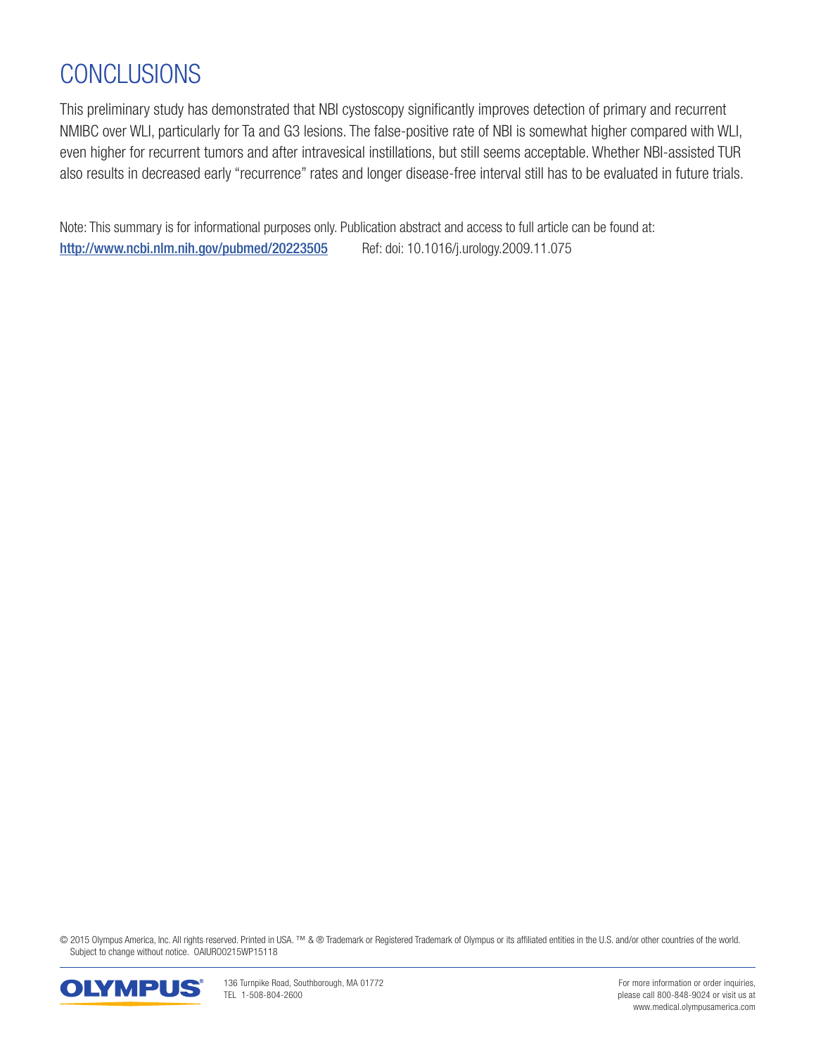# CONCLUSIONS

This preliminary study has demonstrated that NBI cystoscopy significantly improves detection of primary and recurrent NMIBC over WLI, particularly for Ta and G3 lesions. The false-positive rate of NBI is somewhat higher compared with WLI, even higher for recurrent tumors and after intravesical instillations, but still seems acceptable. Whether NBI-assisted TUR also results in decreased early "recurrence" rates and longer disease-free interval still has to be evaluated in future trials.

Note: This summary is for informational purposes only. Publication abstract and access to full article can be found at:
http://www.ncbi.nlm.nih.gov/pubmed/20223505 Ref: doi: 10.1016/j.urology.2009.11.075

© 2015 Olympus America, Inc. All rights reserved. Printed in USA. ™ & ® Trademark or Registered Trademark of Olympus or its affiliated entities in the U.S. and/or other countries of the world. Subject to change without notice. OAIURO0215WP15118

OLYMPUS®

136 Turnpike Road, Southborough, MA 01772
TEL 1-508-804-2600

For more information or order inquiries, please call 800-848-9024 or visit us at www.medical.olympusamerica.com